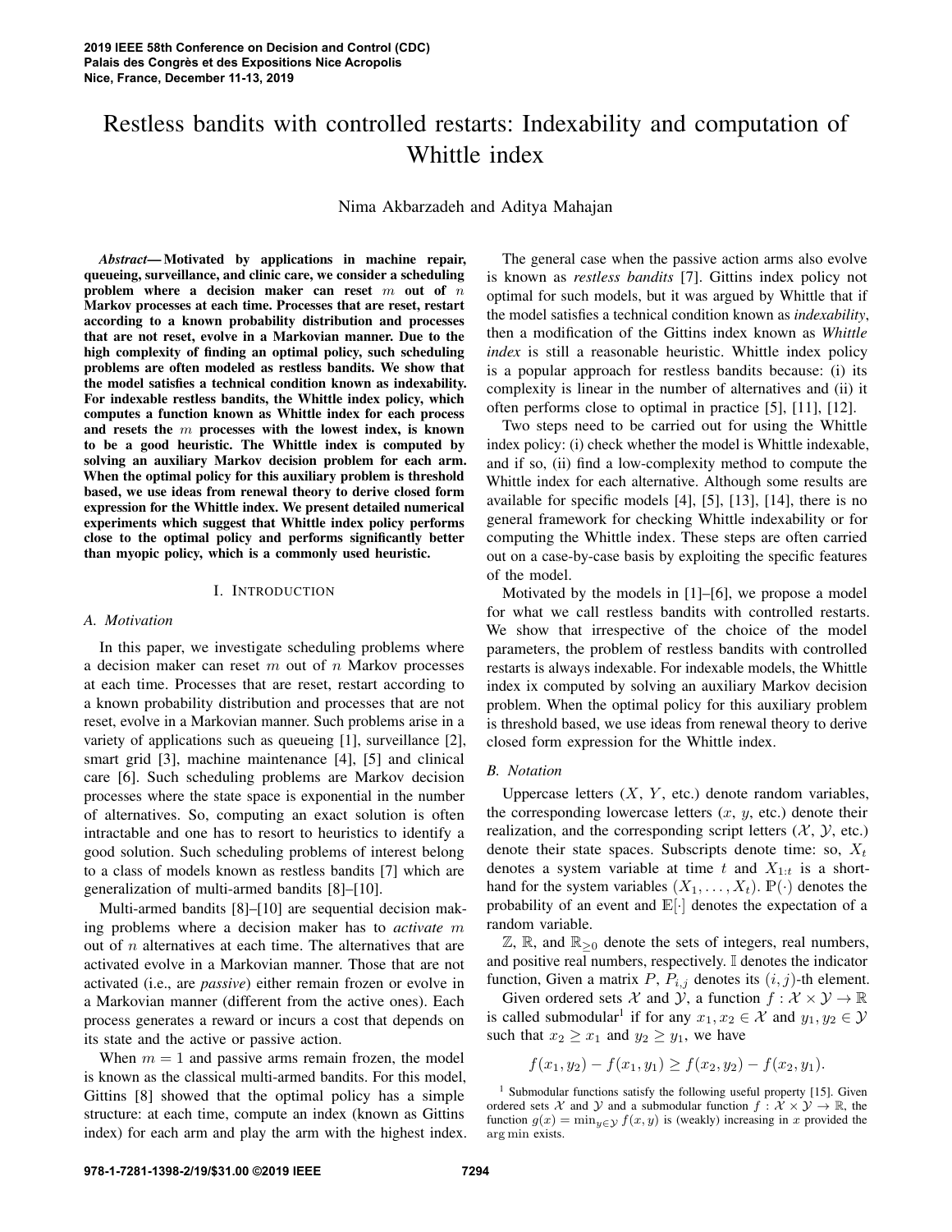# Restless bandits with controlled restarts: Indexability and computation of Whittle index

Nima Akbarzadeh and Aditya Mahajan

***Abstract*— Motivated by applications in machine repair, queueing, surveillance, and clinic care, we consider a scheduling problem where a decision maker can reset $m$ out of $n$ Markov processes at each time. Processes that are reset, restart according to a known probability distribution and processes that are not reset, evolve in a Markovian manner. Due to the high complexity of finding an optimal policy, such scheduling problems are often modeled as restless bandits. We show that the model satisfies a technical condition known as indexability. For indexable restless bandits, the Whittle index policy, which computes a function known as Whittle index for each process and resets the $m$ processes with the lowest index, is known to be a good heuristic. The Whittle index is computed by solving an auxiliary Markov decision problem for each arm. When the optimal policy for this auxiliary problem is threshold based, we use ideas from renewal theory to derive closed form expression for the Whittle index. We present detailed numerical experiments which suggest that Whittle index policy performs close to the optimal policy and performs significantly better than myopic policy, which is a commonly used heuristic.**

## I. Introduction

### A. Motivation

In this paper, we investigate scheduling problems where a decision maker can reset $m$ out of $n$ Markov processes at each time. Processes that are reset, restart according to a known probability distribution and processes that are not reset, evolve in a Markovian manner. Such problems arise in a variety of applications such as queueing [1], surveillance [2], smart grid [3], machine maintenance [4], [5] and clinical care [6]. Such scheduling problems are Markov decision processes where the state space is exponential in the number of alternatives. So, computing an exact solution is often intractable and one has to resort to heuristics to identify a good solution. Such scheduling problems of interest belong to a class of models known as restless bandits [7] which are generalization of multi-armed bandits [8]–[10].

Multi-armed bandits [8]–[10] are sequential decision making problems where a decision maker has to *activate* $m$ out of $n$ alternatives at each time. The alternatives that are activated evolve in a Markovian manner. Those that are not activated (i.e., are *passive*) either remain frozen or evolve in a Markovian manner (different from the active ones). Each process generates a reward or incurs a cost that depends on its state and the active or passive action.

When $m = 1$ and passive arms remain frozen, the model is known as the classical multi-armed bandits. For this model, Gittins [8] showed that the optimal policy has a simple structure: at each time, compute an index (known as Gittins index) for each arm and play the arm with the highest index.

The general case when the passive action arms also evolve is known as *restless bandits* [7]. Gittins index policy not optimal for such models, but it was argued by Whittle that if the model satisfies a technical condition known as *indexability*, then a modification of the Gittins index known as *Whittle index* is still a reasonable heuristic. Whittle index policy is a popular approach for restless bandits because: (i) its complexity is linear in the number of alternatives and (ii) it often performs close to optimal in practice [5], [11], [12].

Two steps need to be carried out for using the Whittle index policy: (i) check whether the model is Whittle indexable, and if so, (ii) find a low-complexity method to compute the Whittle index for each alternative. Although some results are available for specific models [4], [5], [13], [14], there is no general framework for checking Whittle indexability or for computing the Whittle index. These steps are often carried out on a case-by-case basis by exploiting the specific features of the model.

Motivated by the models in [1]–[6], we propose a model for what we call restless bandits with controlled restarts. We show that irrespective of the choice of the model parameters, the problem of restless bandits with controlled restarts is always indexable. For indexable models, the Whittle index ix computed by solving an auxiliary Markov decision problem. When the optimal policy for this auxiliary problem is threshold based, we use ideas from renewal theory to derive closed form expression for the Whittle index.

### B. Notation

Uppercase letters ($X$, $Y$, etc.) denote random variables, the corresponding lowercase letters ($x$, $y$, etc.) denote their realization, and the corresponding script letters ($\mathcal{X}$, $\mathcal{Y}$, etc.) denote their state spaces. Subscripts denote time: so, $X_t$ denotes a system variable at time $t$ and $X_{1:t}$ is a shorthand for the system variables $(X_1, \dots, X_t)$. $\mathbb{P}(\cdot)$ denotes the probability of an event and $\mathbb{E}[\cdot]$ denotes the expectation of a random variable.

$\mathbb{Z}$, $\mathbb{R}$, and $\mathbb{R}_{\geq 0}$ denote the sets of integers, real numbers, and positive real numbers, respectively. $\mathbb{I}$ denotes the indicator function, Given a matrix $P$, $P_{i,j}$ denotes its $(i, j)$-th element.

Given ordered sets $\mathcal{X}$ and $\mathcal{Y}$, a function $f : \mathcal{X} \times \mathcal{Y} \to \mathbb{R}$ is called submodular[1] if for any $x_1, x_2 \in \mathcal{X}$ and $y_1, y_2 \in \mathcal{Y}$ such that $x_2 \geq x_1$ and $y_2 \geq y_1$, we have

$$f(x_1, y_2) - f(x_1, y_1) \geq f(x_2, y_2) - f(x_2, y_1).$$

[1] Submodular functions satisfy the following useful property [15]. Given ordered sets $\mathcal{X}$ and $\mathcal{Y}$ and a submodular function $f : \mathcal{X} \times \mathcal{Y} \to \mathbb{R}$, the function $g(x) = \min_{y \in \mathcal{Y}} f(x, y)$ is (weakly) increasing in $x$ provided the $\arg\min$ exists.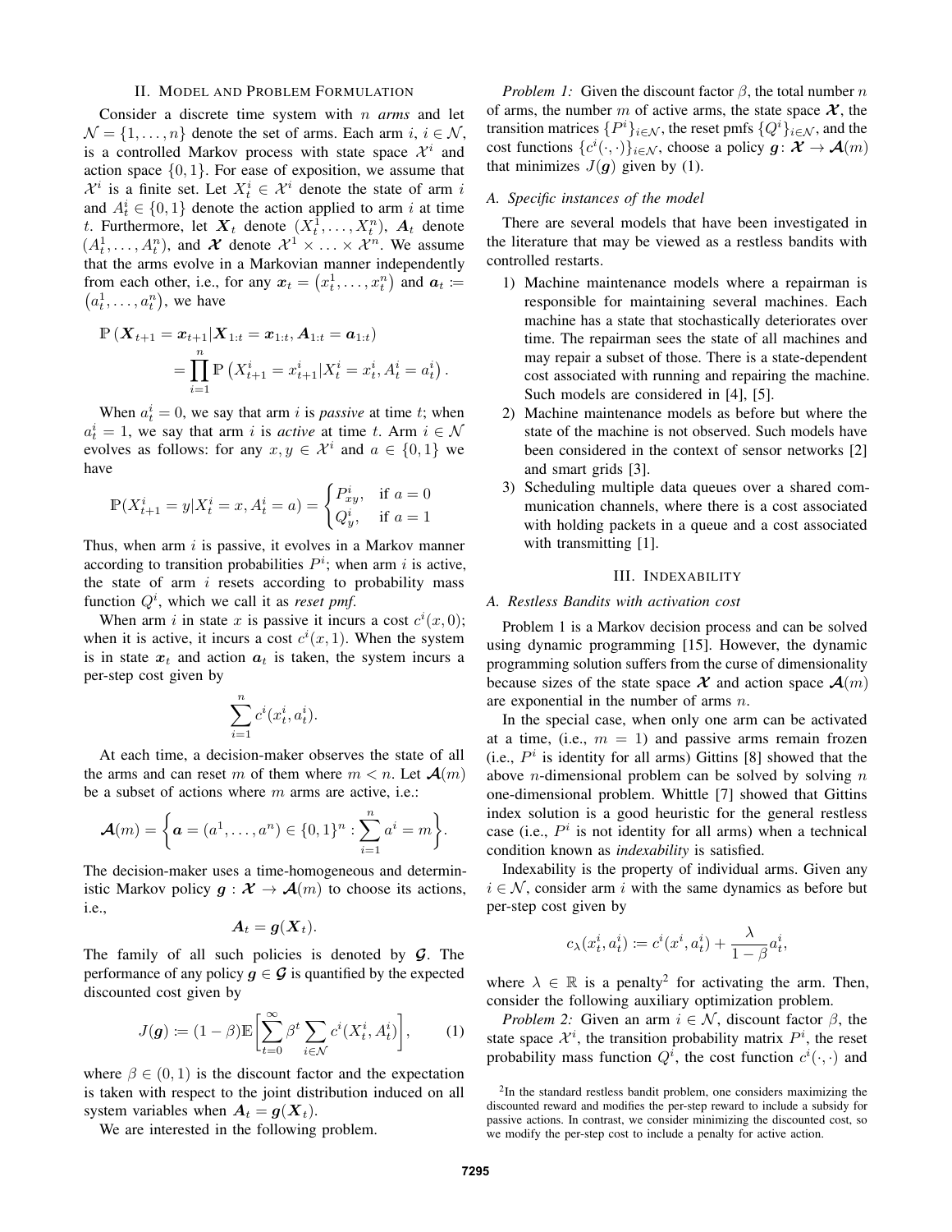## II. Model and Problem Formulation

Consider a discrete time system with $n$ *arms* and let $\mathcal{N} = \{1, \dots, n\}$ denote the set of arms. Each arm $i$, $i \in \mathcal{N}$, is a controlled Markov process with state space $\mathcal{X}^i$ and action space $\{0, 1\}$. For ease of exposition, we assume that $\mathcal{X}^i$ is a finite set. Let $X^i_t \in \mathcal{X}^i$ denote the state of arm $i$ and $A^i_t \in \{0, 1\}$ denote the action applied to arm $i$ at time $t$. Furthermore, let $\boldsymbol{X}_t$ denote $(X^1_t, \dots, X^n_t)$, $\boldsymbol{A}_t$ denote $(A^1_t, \dots, A^n_t)$, and $\boldsymbol{\mathcal{X}}$ denote $\mathcal{X}^1 \times \dots \times \mathcal{X}^n$. We assume that the arms evolve in a Markovian manner independently from each other, i.e., for any $\boldsymbol{x}_t = (x^1_t, \dots, x^n_t)$ and $\boldsymbol{a}_t := (a^1_t, \dots, a^n_t)$, we have

$$\mathbb{P}\left(\boldsymbol{X}_{t+1} = \boldsymbol{x}_{t+1} | \boldsymbol{X}_{1:t} = \boldsymbol{x}_{1:t}, \boldsymbol{A}_{1:t} = \boldsymbol{a}_{1:t}\right) = \prod_{i=1}^{n} \mathbb{P}\left(X^i_{t+1} = x^i_{t+1} | X^i_t = x^i_t, A^i_t = a^i_t\right).$$

When $a^i_t = 0$, we say that arm $i$ is *passive* at time $t$; when $a^i_t = 1$, we say that arm $i$ is *active* at time $t$. Arm $i \in \mathcal{N}$ evolves as follows: for any $x, y \in \mathcal{X}^i$ and $a \in \{0, 1\}$ we have

$$\mathbb{P}(X^i_{t+1} = y | X^i_t = x, A^i_t = a) = \begin{cases} P^i_{xy}, & \text{if } a = 0 \\ Q^i_y, & \text{if } a = 1 \end{cases}$$

Thus, when arm $i$ is passive, it evolves in a Markov manner according to transition probabilities $P^i$; when arm $i$ is active, the state of arm $i$ resets according to probability mass function $Q^i$, which we call it as *reset pmf*.

When arm $i$ in state $x$ is passive it incurs a cost $c^i(x, 0)$; when it is active, it incurs a cost $c^i(x, 1)$. When the system is in state $\boldsymbol{x}_t$ and action $\boldsymbol{a}_t$ is taken, the system incurs a per-step cost given by

$$\sum_{i=1}^{n} c^i(x^i_t, a^i_t).$$

At each time, a decision-maker observes the state of all the arms and can reset $m$ of them where $m < n$. Let $\boldsymbol{\mathcal{A}}(m)$ be a subset of actions where $m$ arms are active, i.e.:

$$\boldsymbol{\mathcal{A}}(m) = \left\{ \boldsymbol{a} = (a^1, \dots, a^n) \in \{0, 1\}^n : \sum_{i=1}^{n} a^i = m \right\}.$$

The decision-maker uses a time-homogeneous and deterministic Markov policy $\boldsymbol{g} : \boldsymbol{\mathcal{X}} \to \boldsymbol{\mathcal{A}}(m)$ to choose its actions, i.e.,

$$\boldsymbol{A}_t = \boldsymbol{g}(\boldsymbol{X}_t).$$

The family of all such policies is denoted by $\boldsymbol{\mathcal{G}}$. The performance of any policy $\boldsymbol{g} \in \boldsymbol{\mathcal{G}}$ is quantified by the expected discounted cost given by

$$J(\boldsymbol{g}) := (1 - \beta) \mathbb{E}\left[ \sum_{t=0}^{\infty} \beta^t \sum_{i \in \mathcal{N}} c^i(X^i_t, A^i_t) \right], \tag{1}$$

where $\beta \in (0, 1)$ is the discount factor and the expectation is taken with respect to the joint distribution induced on all system variables when $\boldsymbol{A}_t = \boldsymbol{g}(\boldsymbol{X}_t)$.

We are interested in the following problem.

*Problem 1:* Given the discount factor $\beta$, the total number $n$ of arms, the number $m$ of active arms, the state space $\boldsymbol{\mathcal{X}}$, the transition matrices $\{P^i\}_{i \in \mathcal{N}}$, the reset pmfs $\{Q^i\}_{i \in \mathcal{N}}$, and the cost functions $\{c^i(\cdot, \cdot)\}_{i \in \mathcal{N}}$, choose a policy $\boldsymbol{g} : \boldsymbol{\mathcal{X}} \to \boldsymbol{\mathcal{A}}(m)$ that minimizes $J(\boldsymbol{g})$ given by (1).

### A. Specific instances of the model

There are several models that have been investigated in the literature that may be viewed as a restless bandits with controlled restarts.

1) Machine maintenance models where a repairman is responsible for maintaining several machines. Each machine has a state that stochastically deteriorates over time. The repairman sees the state of all machines and may repair a subset of those. There is a state-dependent cost associated with running and repairing the machine. Such models are considered in [4], [5].
2) Machine maintenance models as before but where the state of the machine is not observed. Such models have been considered in the context of sensor networks [2] and smart grids [3].
3) Scheduling multiple data queues over a shared communication channels, where there is a cost associated with holding packets in a queue and a cost associated with transmitting [1].

## III. Indexability

### A. Restless Bandits with activation cost

Problem 1 is a Markov decision process and can be solved using dynamic programming [15]. However, the dynamic programming solution suffers from the curse of dimensionality because sizes of the state space $\boldsymbol{\mathcal{X}}$ and action space $\boldsymbol{\mathcal{A}}(m)$ are exponential in the number of arms $n$.

In the special case, when only one arm can be activated at a time, (i.e., $m = 1$) and passive arms remain frozen (i.e., $P^i$ is identity for all arms) Gittins [8] showed that the above $n$-dimensional problem can be solved by solving $n$ one-dimensional problem. Whittle [7] showed that Gittins index solution is a good heuristic for the general restless case (i.e., $P^i$ is not identity for all arms) when a technical condition known as *indexability* is satisfied.

Indexability is the property of individual arms. Given any $i \in \mathcal{N}$, consider arm $i$ with the same dynamics as before but per-step cost given by

$$c_\lambda(x^i_t, a^i_t) := c^i(x^i, a^i_t) + \frac{\lambda}{1 - \beta} a^i_t,$$

where $\lambda \in \mathbb{R}$ is a penalty[2] for activating the arm. Then, consider the following auxiliary optimization problem.

*Problem 2:* Given an arm $i \in \mathcal{N}$, discount factor $\beta$, the state space $\mathcal{X}^i$, the transition probability matrix $P^i$, the reset probability mass function $Q^i$, the cost function $c^i(\cdot, \cdot)$ and

[2] In the standard restless bandit problem, one considers maximizing the discounted reward and modifies the per-step reward to include a subsidy for passive actions. In contrast, we consider minimizing the discounted cost, so we modify the per-step cost to include a penalty for active action.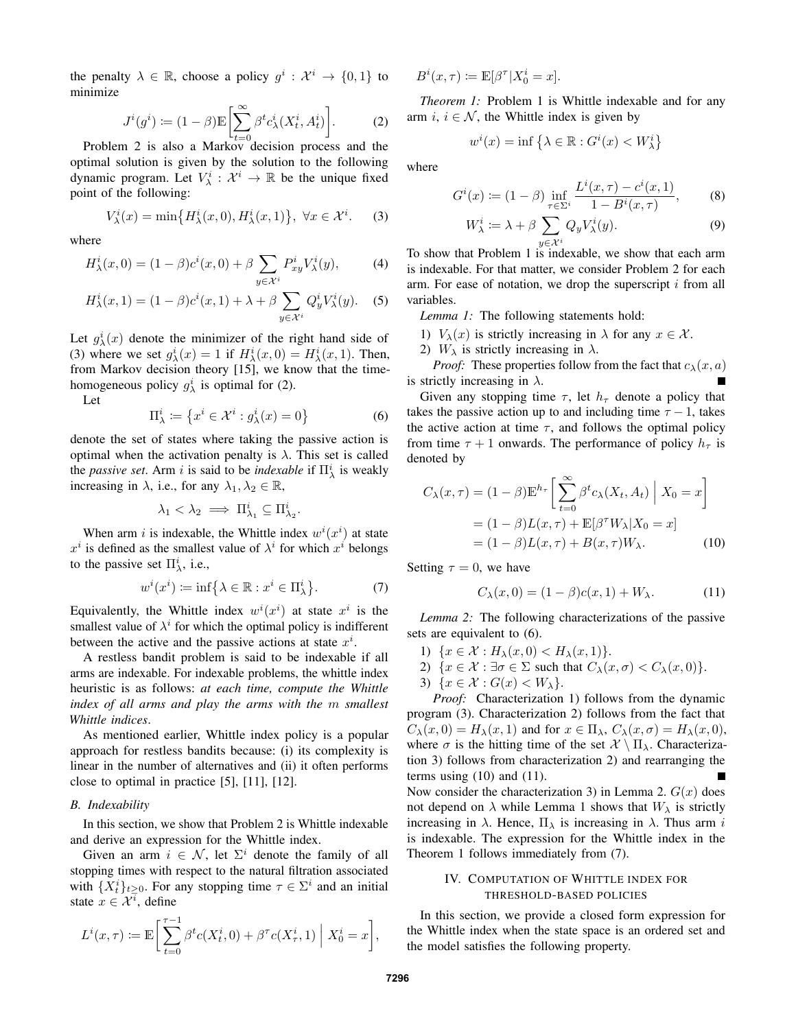the penalty $\lambda \in \mathbb{R}$, choose a policy $g^i : \mathcal{X}^i \to \{0,1\}$ to minimize

$$J^i(g^i) := (1-\beta)\mathbb{E}\bigg[\sum_{t=0}^{\infty} \beta^t c^i_\lambda(X^i_t, A^i_t)\bigg]. \tag{2}$$

Problem 2 is also a Markov decision process and the optimal solution is given by the solution to the following dynamic program. Let $V^i_\lambda : \mathcal{X}^i \to \mathbb{R}$ be the unique fixed point of the following:

$$V^i_\lambda(x) = \min\big\{H^i_\lambda(x,0), H^i_\lambda(x,1)\big\}, \ \forall x \in \mathcal{X}^i. \tag{3}$$

where

$$H^i_\lambda(x,0) = (1-\beta)c^i(x,0) + \beta \sum_{y\in\mathcal{X}^i} P^i_{xy} V^i_\lambda(y), \tag{4}$$

$$H^i_\lambda(x,1) = (1-\beta)c^i(x,1) + \lambda + \beta \sum_{y\in\mathcal{X}^i} Q^i_y V^i_\lambda(y). \tag{5}$$

Let $g^i_\lambda(x)$ denote the minimizer of the right hand side of (3) where we set $g^i_\lambda(x) = 1$ if $H^i_\lambda(x,0) = H^i_\lambda(x,1)$. Then, from Markov decision theory [15], we know that the time-homogeneous policy $g^i_\lambda$ is optimal for (2).

Let

$$\Pi^i_\lambda := \big\{x^i \in \mathcal{X}^i : g^i_\lambda(x) = 0\big\} \tag{6}$$

denote the set of states where taking the passive action is optimal when the activation penalty is $\lambda$. This set is called the *passive set*. Arm $i$ is said to be *indexable* if $\Pi^i_\lambda$ is weakly increasing in $\lambda$, i.e., for any $\lambda_1, \lambda_2 \in \mathbb{R}$,

$$\lambda_1 < \lambda_2 \implies \Pi^i_{\lambda_1} \subseteq \Pi^i_{\lambda_2}.$$

When arm $i$ is indexable, the Whittle index $w^i(x^i)$ at state $x^i$ is defined as the smallest value of $\lambda^i$ for which $x^i$ belongs to the passive set $\Pi^i_\lambda$, i.e.,

$$w^i(x^i) := \inf\big\{\lambda \in \mathbb{R} : x^i \in \Pi^i_\lambda\big\}. \tag{7}$$

Equivalently, the Whittle index $w^i(x^i)$ at state $x^i$ is the smallest value of $\lambda^i$ for which the optimal policy is indifferent between the active and the passive actions at state $x^i$.

A restless bandit problem is said to be indexable if all arms are indexable. For indexable problems, the whittle index heuristic is as follows: *at each time, compute the Whittle index of all arms and play the arms with the $m$ smallest Whittle indices*.

As mentioned earlier, Whittle index policy is a popular approach for restless bandits because: (i) its complexity is linear in the number of alternatives and (ii) it often performs close to optimal in practice [5], [11], [12].

### B. Indexability

In this section, we show that Problem 2 is Whittle indexable and derive an expression for the Whittle index.

Given an arm $i \in \mathcal{N}$, let $\Sigma^i$ denote the family of all stopping times with respect to the natural filtration associated with $\{X^i_t\}_{t\ge 0}$. For any stopping time $\tau \in \Sigma^i$ and an initial state $x \in \mathcal{X}^i$, define

$$L^i(x,\tau) := \mathbb{E}\bigg[\sum_{t=0}^{\tau-1} \beta^t c(X^i_t, 0) + \beta^\tau c(X^i_\tau, 1) \;\Big|\; X^i_0 = x\bigg],$$

$$B^i(x,\tau) := \mathbb{E}[\beta^\tau | X^i_0 = x].$$

*Theorem 1:* Problem 1 is Whittle indexable and for any arm $i$, $i \in \mathcal{N}$, the Whittle index is given by

$$w^i(x) = \inf\big\{\lambda \in \mathbb{R} : G^i(x) < W^i_\lambda\big\}$$

where

$$G^i(x) := (1-\beta) \inf_{\tau \in \Sigma^i} \frac{L^i(x,\tau) - c^i(x,1)}{1 - B^i(x,\tau)}, \tag{8}$$

$$W^i_\lambda := \lambda + \beta \sum_{y \in \mathcal{X}^i} Q_y V^i_\lambda(y). \tag{9}$$

To show that Problem 1 is indexable, we show that each arm is indexable. For that matter, we consider Problem 2 for each arm. For ease of notation, we drop the superscript $i$ from all variables.

*Lemma 1:* The following statements hold:

1) $V_\lambda(x)$ is strictly increasing in $\lambda$ for any $x \in \mathcal{X}$.
2) $W_\lambda$ is strictly increasing in $\lambda$.

*Proof:* These properties follow from the fact that $c_\lambda(x,a)$ is strictly increasing in $\lambda$. ∎

Given any stopping time $\tau$, let $h_\tau$ denote a policy that takes the passive action up to and including time $\tau - 1$, takes the active action at time $\tau$, and follows the optimal policy from time $\tau + 1$ onwards. The performance of policy $h_\tau$ is denoted by

$$\begin{aligned} C_\lambda(x,\tau) &= (1-\beta)\mathbb{E}^{h_\tau}\bigg[\sum_{t=0}^{\infty} \beta^t c_\lambda(X_t, A_t) \;\Big|\; X_0 = x\bigg] \\ &= (1-\beta)L(x,\tau) + \mathbb{E}[\beta^\tau W_\lambda | X_0 = x] \\ &= (1-\beta)L(x,\tau) + B(x,\tau) W_\lambda. \end{aligned} \tag{10}$$

Setting $\tau = 0$, we have

$$C_\lambda(x,0) = (1-\beta)c(x,1) + W_\lambda. \tag{11}$$

*Lemma 2:* The following characterizations of the passive sets are equivalent to (6).

1) $\{x \in \mathcal{X} : H_\lambda(x,0) < H_\lambda(x,1)\}$.
2) $\{x \in \mathcal{X} : \exists \sigma \in \Sigma \text{ such that } C_\lambda(x,\sigma) < C_\lambda(x,0)\}$.
3) $\{x \in \mathcal{X} : G(x) < W_\lambda\}$.

*Proof:* Characterization 1) follows from the dynamic program (3). Characterization 2) follows from the fact that $C_\lambda(x,0) = H_\lambda(x,1)$ and for $x \in \Pi_\lambda$, $C_\lambda(x,\sigma) = H_\lambda(x,0)$, where $\sigma$ is the hitting time of the set $\mathcal{X} \setminus \Pi_\lambda$. Characterization 3) follows from characterization 2) and rearranging the terms using (10) and (11). ∎

Now consider the characterization 3) in Lemma 2. $G(x)$ does not depend on $\lambda$ while Lemma 1 shows that $W_\lambda$ is strictly increasing in $\lambda$. Hence, $\Pi_\lambda$ is increasing in $\lambda$. Thus arm $i$ is indexable. The expression for the Whittle index in the Theorem 1 follows immediately from (7).

## IV. Computation of Whittle Index for Threshold-Based Policies

In this section, we provide a closed form expression for the Whittle index when the state space is an ordered set and the model satisfies the following property.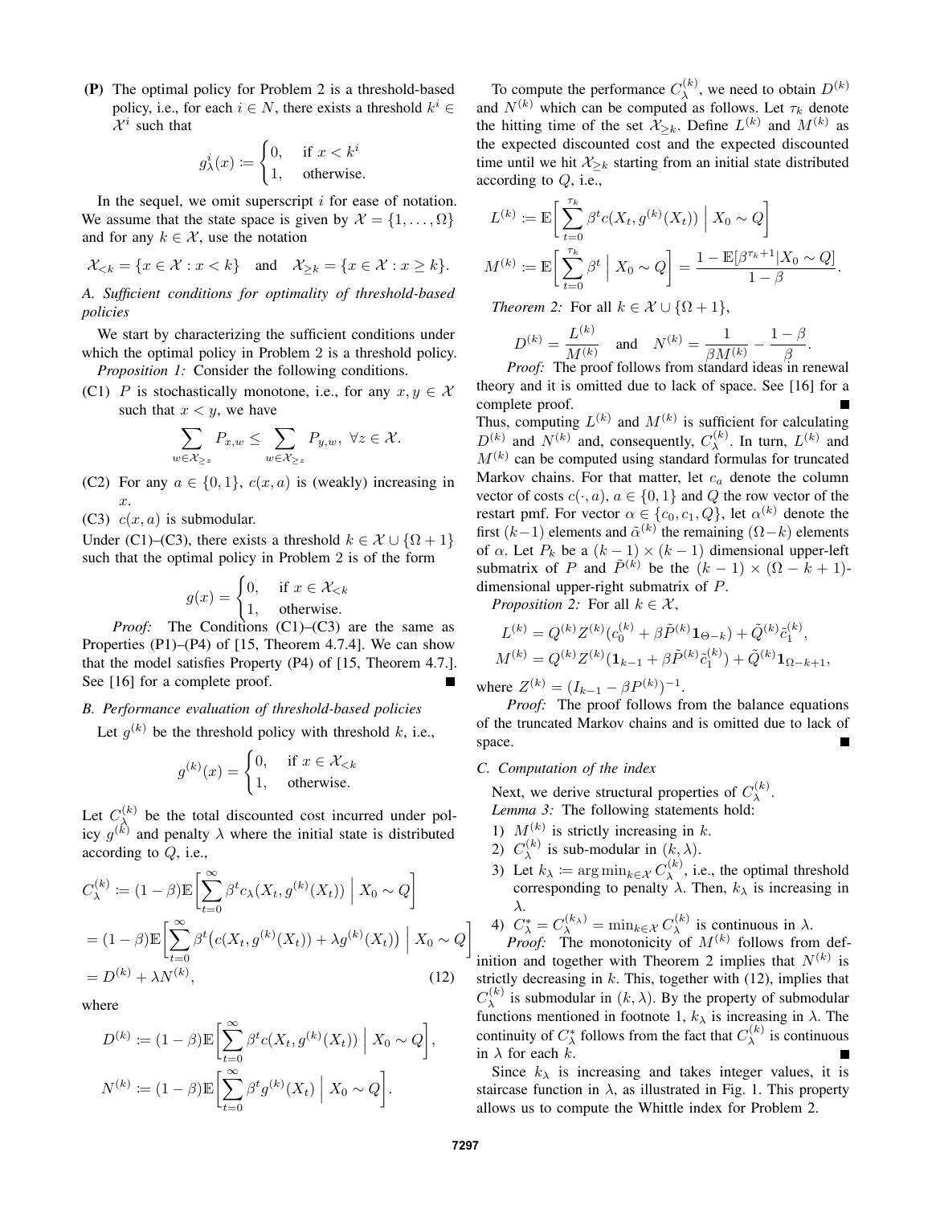**(P)** The optimal policy for Problem 2 is a threshold-based policy, i.e., for each $i \in N$, there exists a threshold $k^i \in \mathcal{X}^i$ such that

$$g^i_\lambda(x) := \begin{cases} 0, & \text{if } x < k^i \\ 1, & \text{otherwise.} \end{cases}$$

In the sequel, we omit superscript $i$ for ease of notation. We assume that the state space is given by $\mathcal{X} = \{1, \dots, \Omega\}$ and for any $k \in \mathcal{X}$, use the notation

$$\mathcal{X}_{<k} = \{x \in \mathcal{X} : x < k\} \quad \text{and} \quad \mathcal{X}_{\geq k} = \{x \in \mathcal{X} : x \geq k\}.$$

### A. Sufficient conditions for optimality of threshold-based policies

We start by characterizing the sufficient conditions under which the optimal policy in Problem 2 is a threshold policy.

*Proposition 1:* Consider the following conditions.

(C1) $P$ is stochastically monotone, i.e., for any $x, y \in \mathcal{X}$ such that $x < y$, we have

$$\sum_{w \in \mathcal{X}_{\geq z}} P_{x,w} \leq \sum_{w \in \mathcal{X}_{\geq z}} P_{y,w}, \ \forall z \in \mathcal{X}.$$

(C2) For any $a \in \{0, 1\}$, $c(x, a)$ is (weakly) increasing in $x$.

(C3) $c(x, a)$ is submodular.

Under (C1)–(C3), there exists a threshold $k \in \mathcal{X} \cup \{\Omega + 1\}$ such that the optimal policy in Problem 2 is of the form

$$g(x) = \begin{cases} 0, & \text{if } x \in \mathcal{X}_{<k} \\ 1, & \text{otherwise.} \end{cases}$$

*Proof:* The Conditions (C1)–(C3) are the same as Properties (P1)–(P4) of [15, Theorem 4.7.4]. We can show that the model satisfies Property (P4) of [15, Theorem 4.7.]. See [16] for a complete proof. ∎

### B. Performance evaluation of threshold-based policies

Let $g^{(k)}$ be the threshold policy with threshold $k$, i.e.,

$$g^{(k)}(x) = \begin{cases} 0, & \text{if } x \in \mathcal{X}_{<k} \\ 1, & \text{otherwise.} \end{cases}$$

Let $C^{(k)}_\lambda$ be the total discounted cost incurred under policy $g^{(k)}$ and penalty $\lambda$ where the initial state is distributed according to $Q$, i.e.,

$$\begin{aligned} C^{(k)}_\lambda &:= (1-\beta)\mathbb{E}\bigg[\sum_{t=0}^{\infty} \beta^t c_\lambda(X_t, g^{(k)}(X_t)) \ \Big| \ X_0 \sim Q\bigg] \\ &= (1-\beta)\mathbb{E}\bigg[\sum_{t=0}^{\infty} \beta^t \big(c(X_t, g^{(k)}(X_t)) + \lambda g^{(k)}(X_t)\big) \ \Big| \ X_0 \sim Q\bigg] \\ &= D^{(k)} + \lambda N^{(k)}, \end{aligned} \tag{12}$$

where

$$D^{(k)} := (1-\beta)\mathbb{E}\bigg[\sum_{t=0}^{\infty} \beta^t c(X_t, g^{(k)}(X_t)) \ \Big| \ X_0 \sim Q\bigg],$$

$$N^{(k)} := (1-\beta)\mathbb{E}\bigg[\sum_{t=0}^{\infty} \beta^t g^{(k)}(X_t) \ \Big| \ X_0 \sim Q\bigg].$$

To compute the performance $C^{(k)}_\lambda$, we need to obtain $D^{(k)}$ and $N^{(k)}$ which can be computed as follows. Let $\tau_k$ denote the hitting time of the set $\mathcal{X}_{\geq k}$. Define $L^{(k)}$ and $M^{(k)}$ as the expected discounted cost and the expected discounted time until we hit $\mathcal{X}_{\geq k}$ starting from an initial state distributed according to $Q$, i.e.,

$$L^{(k)} := \mathbb{E}\bigg[\sum_{t=0}^{\tau_k} \beta^t c(X_t, g^{(k)}(X_t)) \ \Big| \ X_0 \sim Q\bigg]$$

$$M^{(k)} := \mathbb{E}\bigg[\sum_{t=0}^{\tau_k} \beta^t \ \Big| \ X_0 \sim Q\bigg] = \frac{1 - \mathbb{E}[\beta^{\tau_k+1} | X_0 \sim Q]}{1-\beta}.$$

*Theorem 2:* For all $k \in \mathcal{X} \cup \{\Omega + 1\}$,

$$D^{(k)} = \frac{L^{(k)}}{M^{(k)}} \quad \text{and} \quad N^{(k)} = \frac{1}{\beta M^{(k)}} - \frac{1-\beta}{\beta}.$$

*Proof:* The proof follows from standard ideas in renewal theory and it is omitted due to lack of space. See [16] for a complete proof. ∎

Thus, computing $L^{(k)}$ and $M^{(k)}$ is sufficient for calculating $D^{(k)}$ and $N^{(k)}$ and, consequently, $C^{(k)}_\lambda$. In turn, $L^{(k)}$ and $M^{(k)}$ can be computed using standard formulas for truncated Markov chains. For that matter, let $c_a$ denote the column vector of costs $c(\cdot, a)$, $a \in \{0, 1\}$ and $Q$ the row vector of the restart pmf. For vector $\alpha \in \{c_0, c_1, Q\}$, let $\alpha^{(k)}$ denote the first $(k-1)$ elements and $\tilde{\alpha}^{(k)}$ the remaining $(\Omega - k)$ elements of $\alpha$. Let $P_k$ be a $(k-1) \times (k-1)$ dimensional upper-left submatrix of $P$ and $\tilde{P}^{(k)}$ be the $(k-1) \times (\Omega - k + 1)$-dimensional upper-right submatrix of $P$.

*Proposition 2:* For all $k \in \mathcal{X}$,

$$L^{(k)} = Q^{(k)} Z^{(k)} (c_0^{(k)} + \beta \tilde{P}^{(k)} \mathbf{1}_{\Theta - k}) + \tilde{Q}^{(k)} \tilde{c}_1^{(k)},$$

$$M^{(k)} = Q^{(k)} Z^{(k)} (\mathbf{1}_{k-1} + \beta \tilde{P}^{(k)} \tilde{c}_1^{(k)}) + \tilde{Q}^{(k)} \mathbf{1}_{\Omega - k + 1},$$

where $Z^{(k)} = (I_{k-1} - \beta P^{(k)})^{-1}$.

*Proof:* The proof follows from the balance equations of the truncated Markov chains and is omitted due to lack of space. ∎

### C. Computation of the index

Next, we derive structural properties of $C^{(k)}_\lambda$.

*Lemma 3:* The following statements hold:

1) $M^{(k)}$ is strictly increasing in $k$.
2) $C^{(k)}_\lambda$ is sub-modular in $(k, \lambda)$.
3) Let $k_\lambda := \arg\min_{k \in \mathcal{X}} C^{(k)}_\lambda$, i.e., the optimal threshold corresponding to penalty $\lambda$. Then, $k_\lambda$ is increasing in $\lambda$.
4) $C^*_\lambda = C^{(k_\lambda)}_\lambda = \min_{k \in \mathcal{X}} C^{(k)}_\lambda$ is continuous in $\lambda$.

*Proof:* The monotonicity of $M^{(k)}$ follows from definition and together with Theorem 2 implies that $N^{(k)}$ is strictly decreasing in $k$. This, together with (12), implies that $C^{(k)}_\lambda$ is submodular in $(k, \lambda)$. By the property of submodular functions mentioned in footnote 1, $k_\lambda$ is increasing in $\lambda$. The continuity of $C^*_\lambda$ follows from the fact that $C^{(k)}_\lambda$ is continuous in $\lambda$ for each $k$. ∎

Since $k_\lambda$ is increasing and takes integer values, it is staircase function in $\lambda$, as illustrated in Fig. 1. This property allows us to compute the Whittle index for Problem 2.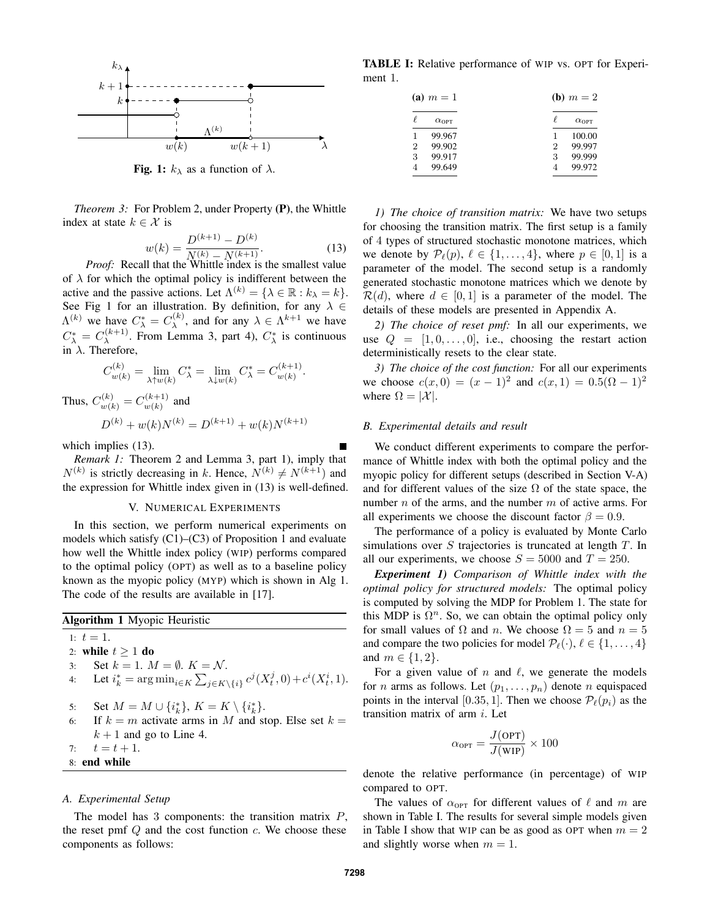Fig. 1: $k_\lambda$ as a function of $\lambda$.

*Theorem 3:* For Problem 2, under Property **(P)**, the Whittle index at state $k \in \mathcal{X}$ is

$$w(k) = \frac{D^{(k+1)} - D^{(k)}}{N^{(k)} - N^{(k+1)}}. \quad (13)$$

*Proof:* Recall that the Whittle index is the smallest value of $\lambda$ for which the optimal policy is indifferent between the active and the passive actions. Let $\Lambda^{(k)} = \{\lambda \in \mathbb{R} : k_\lambda = k\}$. See Fig 1 for an illustration. By definition, for any $\lambda \in \Lambda^{(k)}$ we have $C^*_\lambda = C^{(k)}_\lambda$, and for any $\lambda \in \Lambda^{k+1}$ we have $C^*_\lambda = C^{(k+1)}_\lambda$. From Lemma 3, part 4), $C^*_\lambda$ is continuous in $\lambda$. Therefore,

$$C^{(k)}_{w(k)} = \lim_{\lambda \uparrow w(k)} C^*_\lambda = \lim_{\lambda \downarrow w(k)} C^*_\lambda = C^{(k+1)}_{w(k)}.$$

Thus, $C^{(k)}_{w(k)} = C^{(k+1)}_{w(k)}$ and

$$D^{(k)} + w(k)N^{(k)} = D^{(k+1)} + w(k)N^{(k+1)}$$

which implies (13). ■

*Remark 1:* Theorem 2 and Lemma 3, part 1), imply that $N^{(k)}$ is strictly decreasing in $k$. Hence, $N^{(k)} \neq N^{(k+1)}$) and the expression for Whittle index given in (13) is well-defined.

## V. Numerical Experiments

In this section, we perform numerical experiments on models which satisfy (C1)–(C3) of Proposition 1 and evaluate how well the Whittle index policy (WIP) performs compared to the optimal policy (OPT) as well as to a baseline policy known as the myopic policy (MYP) which is shown in Alg 1. The code of the results are available in [17].

**Algorithm 1** Myopic Heuristic

```
1: t = 1.
2: while t ≥ 1 do
3:   Set k = 1. M = ∅. K = N.
4:   Let i*_k = arg min_{i∈K} Σ_{j∈K\{i}} c^j(X^j_t, 0) + c^i(X^i_t, 1).
5:   Set M = M ∪ {i*_k}, K = K \ {i*_k}.
6:   If k = m activate arms in M and stop. Else set k = k + 1 and go to Line 4.
7:   t = t + 1.
8: end while
```

### A. Experimental Setup

The model has 3 components: the transition matrix $P$, the reset pmf $Q$ and the cost function $c$. We choose these components as follows:

**TABLE I:** Relative performance of WIP vs. OPT for Experiment 1.

**(a)** $m = 1$

| $\ell$ | $\alpha_{\text{OPT}}$ |
|---|---|
| 1 | 99.967 |
| 2 | 99.902 |
| 3 | 99.917 |
| 4 | 99.649 |

**(b)** $m = 2$

| $\ell$ | $\alpha_{\text{OPT}}$ |
|---|---|
| 1 | 100.00 |
| 2 | 99.997 |
| 3 | 99.999 |
| 4 | 99.972 |

*1) The choice of transition matrix:* We have two setups for choosing the transition matrix. The first setup is a family of 4 types of structured stochastic monotone matrices, which we denote by $\mathcal{P}_\ell(p)$, $\ell \in \{1, \dots, 4\}$, where $p \in [0, 1]$ is a parameter of the model. The second setup is a randomly generated stochastic monotone matrices which we denote by $\mathcal{R}(d)$, where $d \in [0, 1]$ is a parameter of the model. The details of these models are presented in Appendix A.

*2) The choice of reset pmf:* In all our experiments, we use $Q = [1, 0, \dots, 0]$, i.e., choosing the restart action deterministically resets to the clear state.

*3) The choice of the cost function:* For all our experiments we choose $c(x, 0) = (x - 1)^2$ and $c(x, 1) = 0.5(\Omega - 1)^2$ where $\Omega = |\mathcal{X}|$.

### B. Experimental details and result

We conduct different experiments to compare the performance of Whittle index with both the optimal policy and the myopic policy for different setups (described in Section V-A) and for different values of the size $\Omega$ of the state space, the number $n$ of the arms, and the number $m$ of active arms. For all experiments we choose the discount factor $\beta = 0.9$.

The performance of a policy is evaluated by Monte Carlo simulations over $S$ trajectories is truncated at length $T$. In all our experiments, we choose $S = 5000$ and $T = 250$.

***Experiment 1)*** ***Comparison of Whittle index with the optimal policy for structured models:*** The optimal policy is computed by solving the MDP for Problem 1. The state for this MDP is $\Omega^n$. So, we can obtain the optimal policy only for small values of $\Omega$ and $n$. We choose $\Omega = 5$ and $n = 5$ and compare the two policies for model $\mathcal{P}_\ell(\cdot)$, $\ell \in \{1, \dots, 4\}$ and $m \in \{1, 2\}$.

For a given value of $n$ and $\ell$, we generate the models for $n$ arms as follows. Let $(p_1, \dots, p_n)$ denote $n$ equispaced points in the interval $[0.35, 1]$. Then we choose $\mathcal{P}_\ell(p_i)$ as the transition matrix of arm $i$. Let

$$\alpha_{\text{OPT}} = \frac{J(\text{OPT})}{J(\text{WIP})} \times 100$$

denote the relative performance (in percentage) of WIP compared to OPT.

The values of $\alpha_{\text{OPT}}$ for different values of $\ell$ and $m$ are shown in Table I. The results for several simple models given in Table I show that WIP can be as good as OPT when $m = 2$ and slightly worse when $m = 1$.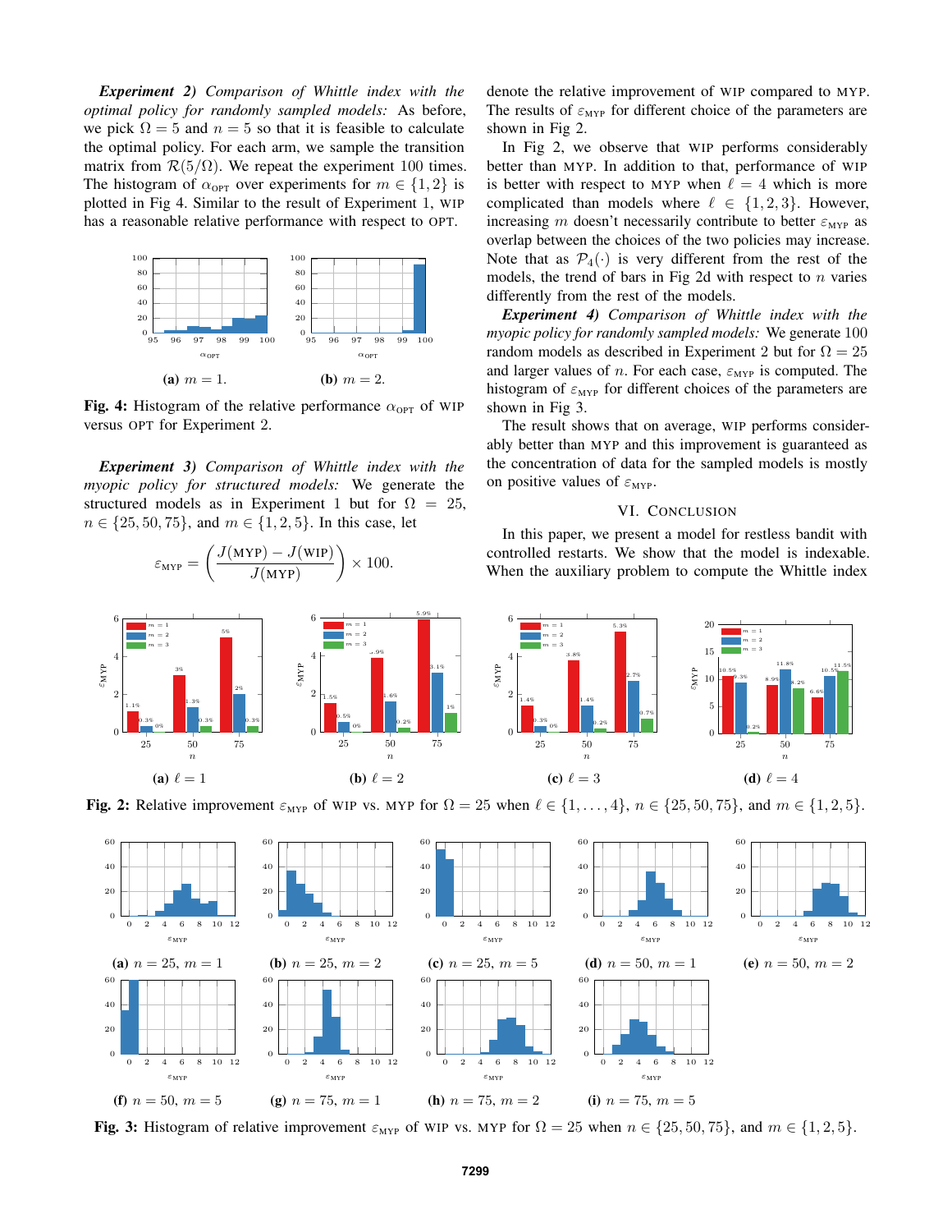***Experiment 2) Comparison of Whittle index with the optimal policy for randomly sampled models:*** As before, we pick $\Omega = 5$ and $n = 5$ so that it is feasible to calculate the optimal policy. For each arm, we sample the transition matrix from $\mathcal{R}(5/\Omega)$. We repeat the experiment 100 times. The histogram of $\alpha_{\text{OPT}}$ over experiments for $m \in \{1, 2\}$ is plotted in Fig 4. Similar to the result of Experiment 1, WIP has a reasonable relative performance with respect to OPT.

**(a)** $m = 1$. **(b)** $m = 2$.

**Fig. 4:** Histogram of the relative performance $\alpha_{\text{OPT}}$ of WIP versus OPT for Experiment 2.

***Experiment 3) Comparison of Whittle index with the myopic policy for structured models:*** We generate the structured models as in Experiment 1 but for $\Omega = 25$, $n \in \{25, 50, 75\}$, and $m \in \{1, 2, 5\}$. In this case, let

$$\varepsilon_{\text{MYP}} = \left( \frac{J(\text{MYP}) - J(\text{WIP})}{J(\text{MYP})} \right) \times 100.$$

denote the relative improvement of WIP compared to MYP. The results of $\varepsilon_{\text{MYP}}$ for different choice of the parameters are shown in Fig 2.

In Fig 2, we observe that WIP performs considerably better than MYP. In addition to that, performance of WIP is better with respect to MYP when $\ell = 4$ which is more complicated than models where $\ell \in \{1, 2, 3\}$. However, increasing $m$ doesn't necessarily contribute to better $\varepsilon_{\text{MYP}}$ as overlap between the choices of the two policies may increase. Note that as $\mathcal{P}_4(\cdot)$ is very different from the rest of the models, the trend of bars in Fig 2d with respect to $n$ varies differently from the rest of the models.

***Experiment 4) Comparison of Whittle index with the myopic policy for randomly sampled models:*** We generate 100 random models as described in Experiment 2 but for $\Omega = 25$ and larger values of $n$. For each case, $\varepsilon_{\text{MYP}}$ is computed. The histogram of $\varepsilon_{\text{MYP}}$ for different choices of the parameters are shown in Fig 3.

The result shows that on average, WIP performs considerably better than MYP and this improvement is guaranteed as the concentration of data for the sampled models is mostly on positive values of $\varepsilon_{\text{MYP}}$.

## VI. Conclusion

In this paper, we present a model for restless bandit with controlled restarts. We show that the model is indexable. When the auxiliary problem to compute the Whittle index

**(a)** $\ell = 1$ **(b)** $\ell = 2$ **(c)** $\ell = 3$ **(d)** $\ell = 4$

**Fig. 2:** Relative improvement $\varepsilon_{\text{MYP}}$ of WIP vs. MYP for $\Omega = 25$ when $\ell \in \{1, \dots, 4\}$, $n \in \{25, 50, 75\}$, and $m \in \{1, 2, 5\}$.

**(a)** $n = 25$, $m = 1$ **(b)** $n = 25$, $m = 2$ **(c)** $n = 25$, $m = 5$ **(d)** $n = 50$, $m = 1$ **(e)** $n = 50$, $m = 2$

**(f)** $n = 50$, $m = 5$ **(g)** $n = 75$, $m = 1$ **(h)** $n = 75$, $m = 2$ **(i)** $n = 75$, $m = 5$

**Fig. 3:** Histogram of relative improvement $\varepsilon_{\text{MYP}}$ of WIP vs. MYP for $\Omega = 25$ when $n \in \{25, 50, 75\}$, and $m \in \{1, 2, 5\}$.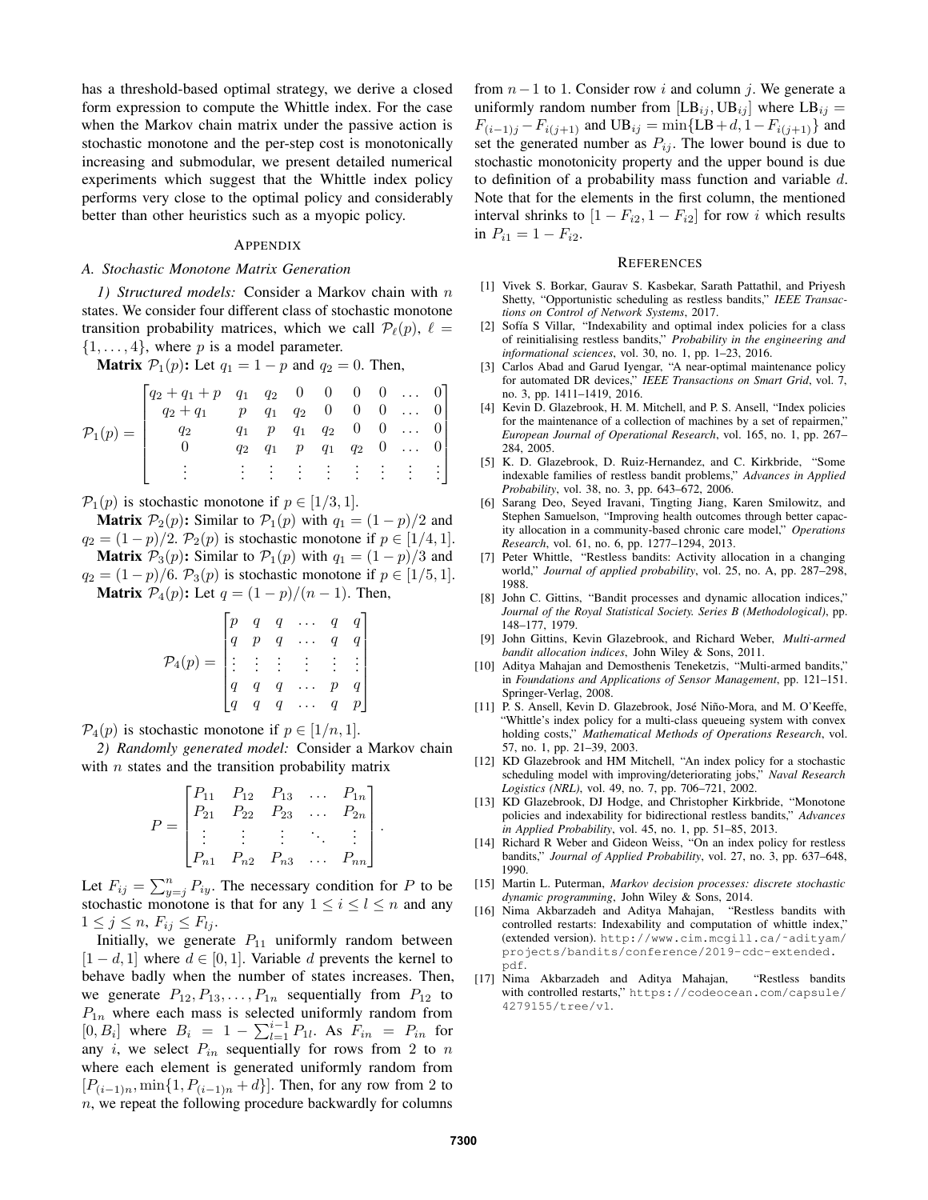has a threshold-based optimal strategy, we derive a closed form expression to compute the Whittle index. For the case when the Markov chain matrix under the passive action is stochastic monotone and the per-step cost is monotonically increasing and submodular, we present detailed numerical experiments which suggest that the Whittle index policy performs very close to the optimal policy and considerably better than other heuristics such as a myopic policy.

## APPENDIX

### A. Stochastic Monotone Matrix Generation

*1) Structured models:* Consider a Markov chain with $n$ states. We consider four different class of stochastic monotone transition probability matrices, which we call $\mathcal{P}_\ell(p)$, $\ell = \{1, \dots, 4\}$, where $p$ is a model parameter.

**Matrix $\mathcal{P}_1(p)$:** Let $q_1 = 1 - p$ and $q_2 = 0$. Then,

$$\mathcal{P}_1(p) = \begin{bmatrix} q_2 + q_1 + p & q_1 & q_2 & 0 & 0 & 0 & 0 & \dots & 0 \\ q_2 + q_1 & p & q_1 & q_2 & 0 & 0 & 0 & \dots & 0 \\ q_2 & q_1 & p & q_1 & q_2 & 0 & 0 & \dots & 0 \\ 0 & q_2 & q_1 & p & q_1 & q_2 & 0 & \dots & 0 \\ \vdots & \vdots & \vdots & \vdots & \vdots & \vdots & \vdots & \vdots & \vdots \end{bmatrix}$$

$\mathcal{P}_1(p)$ is stochastic monotone if $p \in [1/3, 1]$.

**Matrix $\mathcal{P}_2(p)$:** Similar to $\mathcal{P}_1(p)$ with $q_1 = (1-p)/2$ and $q_2 = (1-p)/2$. $\mathcal{P}_2(p)$ is stochastic monotone if $p \in [1/4, 1]$.

**Matrix $\mathcal{P}_3(p)$:** Similar to $\mathcal{P}_1(p)$ with $q_1 = (1-p)/3$ and $q_2 = (1-p)/6$. $\mathcal{P}_3(p)$ is stochastic monotone if $p \in [1/5, 1]$.

**Matrix $\mathcal{P}_4(p)$:** Let $q = (1-p)/(n-1)$. Then,

$$\mathcal{P}_4(p) = \begin{bmatrix} p & q & q & \dots & q & q \\ q & p & q & \dots & q & q \\ \vdots & \vdots & \vdots & \vdots & \vdots & \vdots \\ q & q & q & \dots & p & q \\ q & q & q & \dots & q & p \end{bmatrix}$$

$\mathcal{P}_4(p)$ is stochastic monotone if $p \in [1/n, 1]$.

*2) Randomly generated model:* Consider a Markov chain with $n$ states and the transition probability matrix

$$P = \begin{bmatrix} P_{11} & P_{12} & P_{13} & \dots & P_{1n} \\ P_{21} & P_{22} & P_{23} & \dots & P_{2n} \\ \vdots & \vdots & \vdots & \ddots & \vdots \\ P_{n1} & P_{n2} & P_{n3} & \dots & P_{nn} \end{bmatrix}.$$

Let $F_{ij} = \sum_{y=j}^{n} P_{iy}$. The necessary condition for $P$ to be stochastic monotone is that for any $1 \le i \le l \le n$ and any $1 \le j \le n$, $F_{ij} \le F_{lj}$.

Initially, we generate $P_{11}$ uniformly random between $[1-d, 1]$ where $d \in [0, 1]$. Variable $d$ prevents the kernel to behave badly when the number of states increases. Then, we generate $P_{12}, P_{13}, \dots, P_{1n}$ sequentially from $P_{12}$ to $P_{1n}$ where each mass is selected uniformly random from $[0, B_i]$ where $B_i = 1 - \sum_{l=1}^{i-1} P_{1l}$. As $F_{in} = P_{in}$ for any $i$, we select $P_{in}$ sequentially for rows from 2 to $n$ where each element is generated uniformly random from $[P_{(i-1)n}, \min\{1, P_{(i-1)n} + d\}]$. Then, for any row from 2 to $n$, we repeat the following procedure backwardly for columns from $n-1$ to 1. Consider row $i$ and column $j$. We generate a uniformly random number from $[\text{LB}_{ij}, \text{UB}_{ij}]$ where $\text{LB}_{ij} = F_{(i-1)j} - F_{i(j+1)}$ and $\text{UB}_{ij} = \min\{\text{LB} + d, 1 - F_{i(j+1)}\}$ and set the generated number as $P_{ij}$. The lower bound is due to stochastic monotonicity property and the upper bound is due to definition of a probability mass function and variable $d$. Note that for the elements in the first column, the mentioned interval shrinks to $[1 - F_{i2}, 1 - F_{i2}]$ for row $i$ which results in $P_{i1} = 1 - F_{i2}$.

## REFERENCES

[1] Vivek S. Borkar, Gaurav S. Kasbekar, Sarath Pattathil, and Priyesh Shetty, "Opportunistic scheduling as restless bandits," *IEEE Transactions on Control of Network Systems*, 2017.

[2] Sofía S Villar, "Indexability and optimal index policies for a class of reinitialising restless bandits," *Probability in the engineering and informational sciences*, vol. 30, no. 1, pp. 1–23, 2016.

[3] Carlos Abad and Garud Iyengar, "A near-optimal maintenance policy for automated DR devices," *IEEE Transactions on Smart Grid*, vol. 7, no. 3, pp. 1411–1419, 2016.

[4] Kevin D. Glazebrook, H. M. Mitchell, and P. S. Ansell, "Index policies for the maintenance of a collection of machines by a set of repairmen," *European Journal of Operational Research*, vol. 165, no. 1, pp. 267–284, 2005.

[5] K. D. Glazebrook, D. Ruiz-Hernandez, and C. Kirkbride, "Some indexable families of restless bandit problems," *Advances in Applied Probability*, vol. 38, no. 3, pp. 643–672, 2006.

[6] Sarang Deo, Seyed Iravani, Tingting Jiang, Karen Smilowitz, and Stephen Samuelson, "Improving health outcomes through better capacity allocation in a community-based chronic care model," *Operations Research*, vol. 61, no. 6, pp. 1277–1294, 2013.

[7] Peter Whittle, "Restless bandits: Activity allocation in a changing world," *Journal of applied probability*, vol. 25, no. A, pp. 287–298, 1988.

[8] John C. Gittins, "Bandit processes and dynamic allocation indices," *Journal of the Royal Statistical Society. Series B (Methodological)*, pp. 148–177, 1979.

[9] John Gittins, Kevin Glazebrook, and Richard Weber, *Multi-armed bandit allocation indices*, John Wiley & Sons, 2011.

[10] Aditya Mahajan and Demosthenis Teneketzis, "Multi-armed bandits," in *Foundations and Applications of Sensor Management*, pp. 121–151. Springer-Verlag, 2008.

[11] P. S. Ansell, Kevin D. Glazebrook, José Niño-Mora, and M. O'Keeffe, "Whittle's index policy for a multi-class queueing system with convex holding costs," *Mathematical Methods of Operations Research*, vol. 57, no. 1, pp. 21–39, 2003.

[12] KD Glazebrook and HM Mitchell, "An index policy for a stochastic scheduling model with improving/deteriorating jobs," *Naval Research Logistics (NRL)*, vol. 49, no. 7, pp. 706–721, 2002.

[13] KD Glazebrook, DJ Hodge, and Christopher Kirkbride, "Monotone policies and indexability for bidirectional restless bandits," *Advances in Applied Probability*, vol. 45, no. 1, pp. 51–85, 2013.

[14] Richard R Weber and Gideon Weiss, "On an index policy for restless bandits," *Journal of Applied Probability*, vol. 27, no. 3, pp. 637–648, 1990.

[15] Martin L. Puterman, *Markov decision processes: discrete stochastic dynamic programming*, John Wiley & Sons, 2014.

[16] Nima Akbarzadeh and Aditya Mahajan, "Restless bandits with controlled restarts: Indexability and computation of whittle index," (extended version). http://www.cim.mcgill.ca/~adityam/projects/bandits/conference/2019-cdc-extended.pdf.

[17] Nima Akbarzadeh and Aditya Mahajan, "Restless bandits with controlled restarts," https://codeocean.com/capsule/4279155/tree/v1.